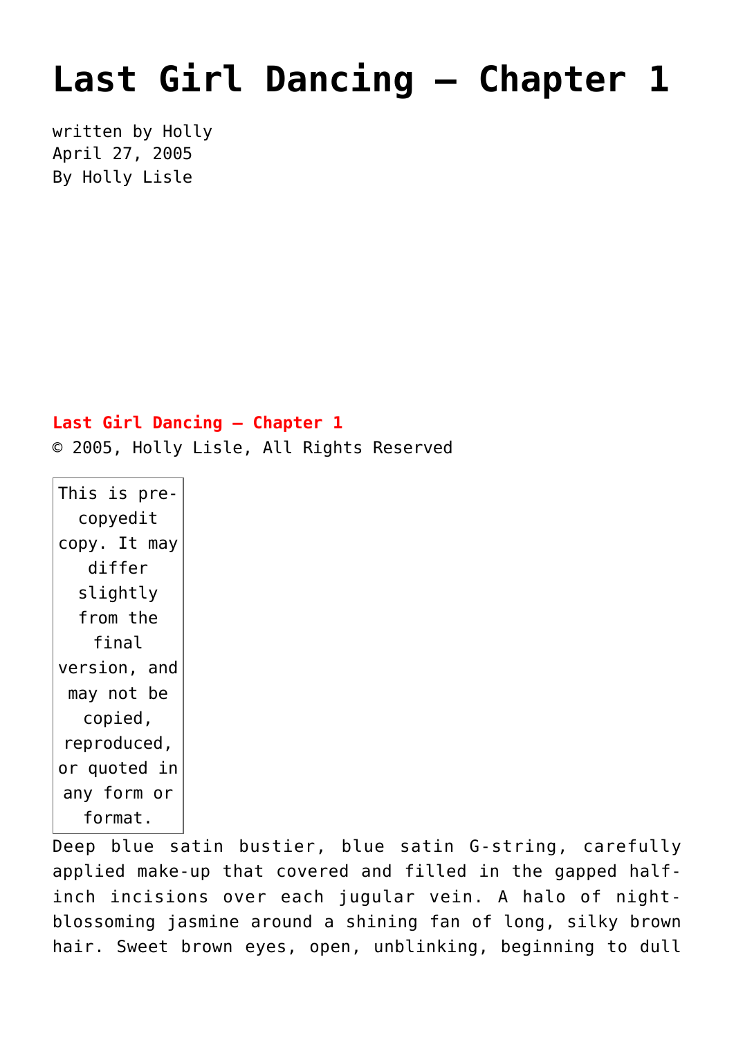# Last Girl Dancing — Chapter 1

written by Holly
April 27, 2005
By Holly Lisle

**Last Girl Dancing — Chapter 1**
© 2005, Holly Lisle, All Rights Reserved

| This is pre-copyedit copy. It may differ slightly from the final version, and may not be copied, reproduced, or quoted in any form or format. |
| --- |

Deep blue satin bustier, blue satin G-string, carefully applied make-up that covered and filled in the gapped half-inch incisions over each jugular vein. A halo of night-blossoming jasmine around a shining fan of long, silky brown hair. Sweet brown eyes, open, unblinking, beginning to dull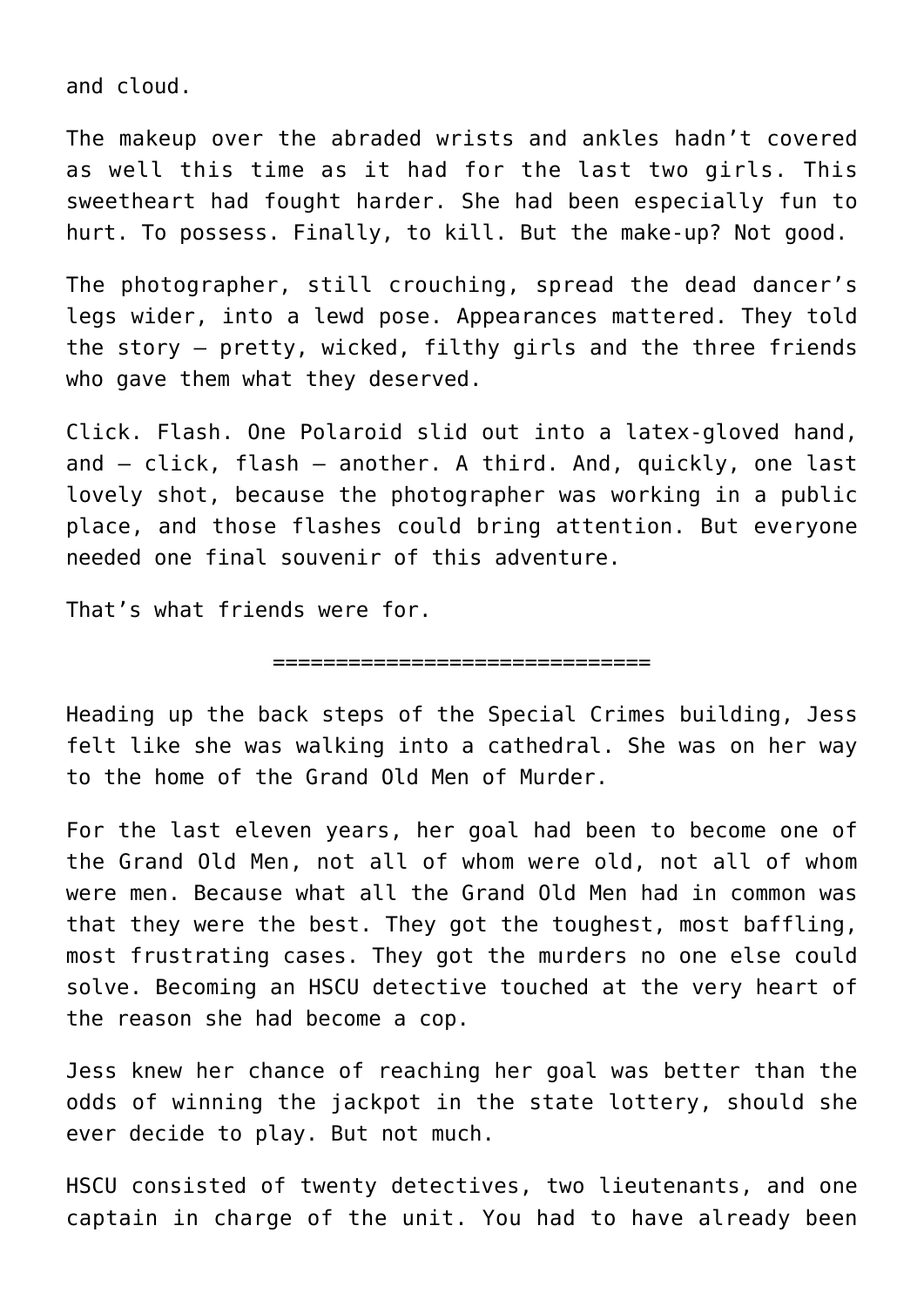and cloud.

The makeup over the abraded wrists and ankles hadn't covered as well this time as it had for the last two girls. This sweetheart had fought harder. She had been especially fun to hurt. To possess. Finally, to kill. But the make-up? Not good.

The photographer, still crouching, spread the dead dancer's legs wider, into a lewd pose. Appearances mattered. They told the story – pretty, wicked, filthy girls and the three friends who gave them what they deserved.

Click. Flash. One Polaroid slid out into a latex-gloved hand, and – click, flash – another. A third. And, quickly, one last lovely shot, because the photographer was working in a public place, and those flashes could bring attention. But everyone needed one final souvenir of this adventure.

That's what friends were for.

==============================

Heading up the back steps of the Special Crimes building, Jess felt like she was walking into a cathedral. She was on her way to the home of the Grand Old Men of Murder.

For the last eleven years, her goal had been to become one of the Grand Old Men, not all of whom were old, not all of whom were men. Because what all the Grand Old Men had in common was that they were the best. They got the toughest, most baffling, most frustrating cases. They got the murders no one else could solve. Becoming an HSCU detective touched at the very heart of the reason she had become a cop.

Jess knew her chance of reaching her goal was better than the odds of winning the jackpot in the state lottery, should she ever decide to play. But not much.

HSCU consisted of twenty detectives, two lieutenants, and one captain in charge of the unit. You had to have already been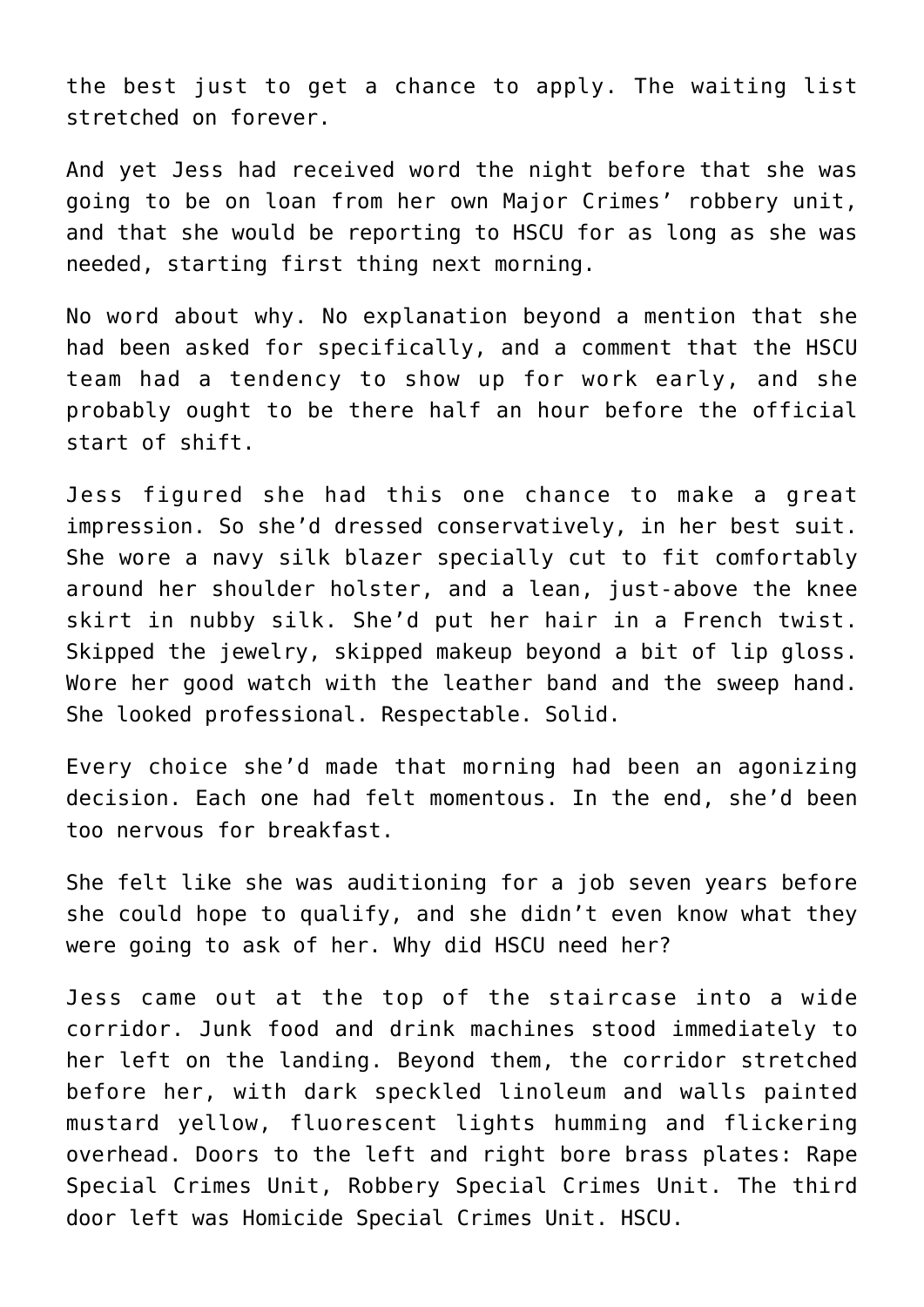the best just to get a chance to apply. The waiting list stretched on forever.

And yet Jess had received word the night before that she was going to be on loan from her own Major Crimes' robbery unit, and that she would be reporting to HSCU for as long as she was needed, starting first thing next morning.

No word about why. No explanation beyond a mention that she had been asked for specifically, and a comment that the HSCU team had a tendency to show up for work early, and she probably ought to be there half an hour before the official start of shift.

Jess figured she had this one chance to make a great impression. So she'd dressed conservatively, in her best suit. She wore a navy silk blazer specially cut to fit comfortably around her shoulder holster, and a lean, just-above the knee skirt in nubby silk. She'd put her hair in a French twist. Skipped the jewelry, skipped makeup beyond a bit of lip gloss. Wore her good watch with the leather band and the sweep hand. She looked professional. Respectable. Solid.

Every choice she'd made that morning had been an agonizing decision. Each one had felt momentous. In the end, she'd been too nervous for breakfast.

She felt like she was auditioning for a job seven years before she could hope to qualify, and she didn't even know what they were going to ask of her. Why did HSCU need her?

Jess came out at the top of the staircase into a wide corridor. Junk food and drink machines stood immediately to her left on the landing. Beyond them, the corridor stretched before her, with dark speckled linoleum and walls painted mustard yellow, fluorescent lights humming and flickering overhead. Doors to the left and right bore brass plates: Rape Special Crimes Unit, Robbery Special Crimes Unit. The third door left was Homicide Special Crimes Unit. HSCU.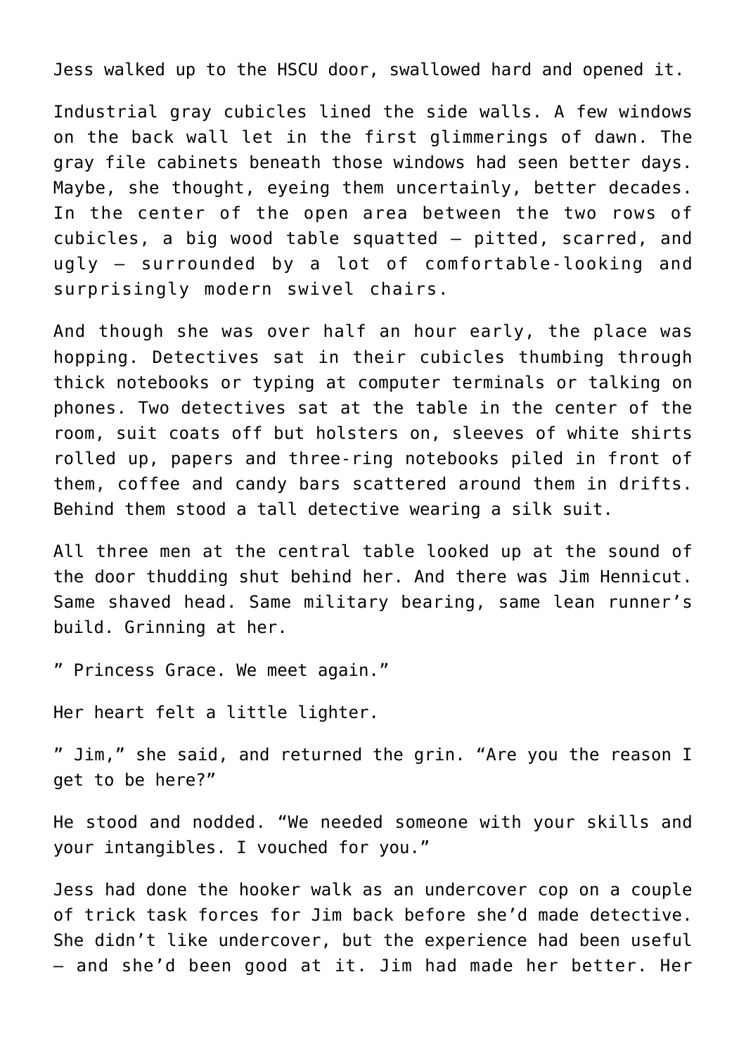Jess walked up to the HSCU door, swallowed hard and opened it.

Industrial gray cubicles lined the side walls. A few windows on the back wall let in the first glimmerings of dawn. The gray file cabinets beneath those windows had seen better days. Maybe, she thought, eyeing them uncertainly, better decades. In the center of the open area between the two rows of cubicles, a big wood table squatted — pitted, scarred, and ugly — surrounded by a lot of comfortable-looking and surprisingly modern swivel chairs.

And though she was over half an hour early, the place was hopping. Detectives sat in their cubicles thumbing through thick notebooks or typing at computer terminals or talking on phones. Two detectives sat at the table in the center of the room, suit coats off but holsters on, sleeves of white shirts rolled up, papers and three-ring notebooks piled in front of them, coffee and candy bars scattered around them in drifts. Behind them stood a tall detective wearing a silk suit.

All three men at the central table looked up at the sound of the door thudding shut behind her. And there was Jim Hennicut. Same shaved head. Same military bearing, same lean runner's build. Grinning at her.

" Princess Grace. We meet again."

Her heart felt a little lighter.

" Jim," she said, and returned the grin. "Are you the reason I get to be here?"

He stood and nodded. "We needed someone with your skills and your intangibles. I vouched for you."

Jess had done the hooker walk as an undercover cop on a couple of trick task forces for Jim back before she'd made detective. She didn't like undercover, but the experience had been useful — and she'd been good at it. Jim had made her better. Her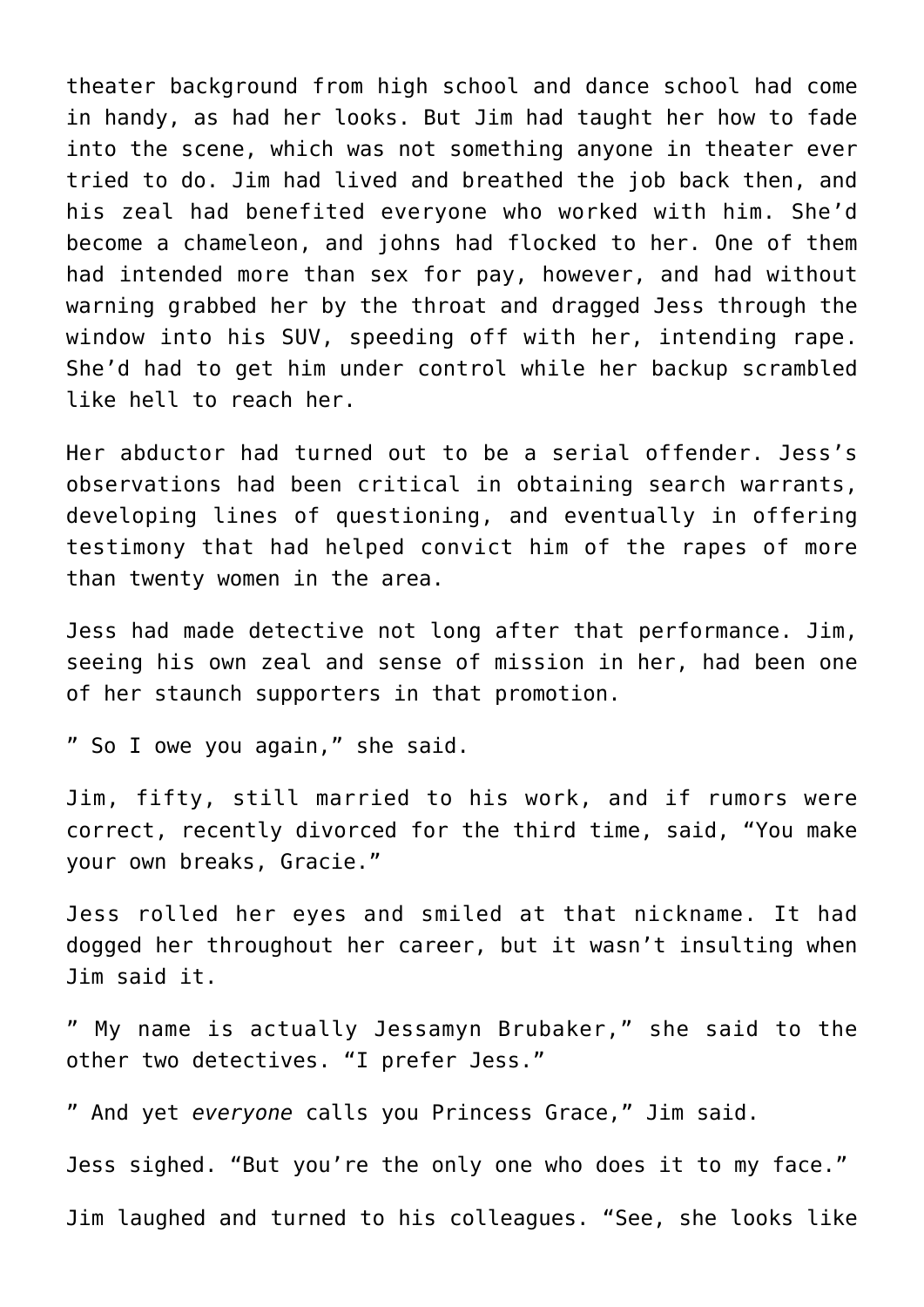theater background from high school and dance school had come in handy, as had her looks. But Jim had taught her how to fade into the scene, which was not something anyone in theater ever tried to do. Jim had lived and breathed the job back then, and his zeal had benefited everyone who worked with him. She'd become a chameleon, and johns had flocked to her. One of them had intended more than sex for pay, however, and had without warning grabbed her by the throat and dragged Jess through the window into his SUV, speeding off with her, intending rape. She'd had to get him under control while her backup scrambled like hell to reach her.

Her abductor had turned out to be a serial offender. Jess's observations had been critical in obtaining search warrants, developing lines of questioning, and eventually in offering testimony that had helped convict him of the rapes of more than twenty women in the area.

Jess had made detective not long after that performance. Jim, seeing his own zeal and sense of mission in her, had been one of her staunch supporters in that promotion.

" So I owe you again," she said.

Jim, fifty, still married to his work, and if rumors were correct, recently divorced for the third time, said, "You make your own breaks, Gracie."

Jess rolled her eyes and smiled at that nickname. It had dogged her throughout her career, but it wasn't insulting when Jim said it.

" My name is actually Jessamyn Brubaker," she said to the other two detectives. "I prefer Jess."

" And yet *everyone* calls you Princess Grace," Jim said.

Jess sighed. "But you're the only one who does it to my face."

Jim laughed and turned to his colleagues. "See, she looks like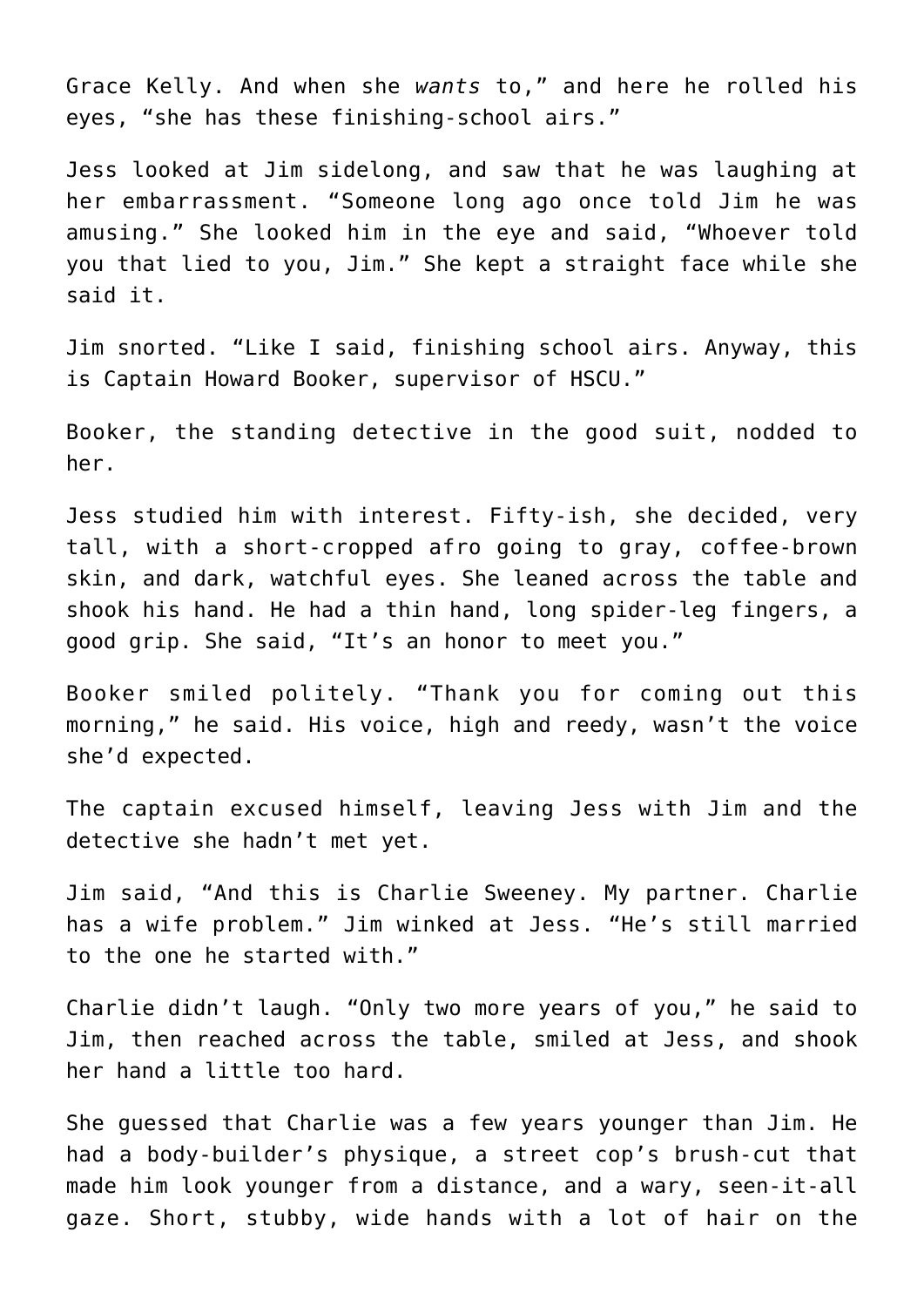Grace Kelly. And when she *wants* to," and here he rolled his eyes, "she has these finishing-school airs."

Jess looked at Jim sidelong, and saw that he was laughing at her embarrassment. "Someone long ago once told Jim he was amusing." She looked him in the eye and said, "Whoever told you that lied to you, Jim." She kept a straight face while she said it.

Jim snorted. "Like I said, finishing school airs. Anyway, this is Captain Howard Booker, supervisor of HSCU."

Booker, the standing detective in the good suit, nodded to her.

Jess studied him with interest. Fifty-ish, she decided, very tall, with a short-cropped afro going to gray, coffee-brown skin, and dark, watchful eyes. She leaned across the table and shook his hand. He had a thin hand, long spider-leg fingers, a good grip. She said, "It's an honor to meet you."

Booker smiled politely. "Thank you for coming out this morning," he said. His voice, high and reedy, wasn't the voice she'd expected.

The captain excused himself, leaving Jess with Jim and the detective she hadn't met yet.

Jim said, "And this is Charlie Sweeney. My partner. Charlie has a wife problem." Jim winked at Jess. "He's still married to the one he started with."

Charlie didn't laugh. "Only two more years of you," he said to Jim, then reached across the table, smiled at Jess, and shook her hand a little too hard.

She guessed that Charlie was a few years younger than Jim. He had a body-builder's physique, a street cop's brush-cut that made him look younger from a distance, and a wary, seen-it-all gaze. Short, stubby, wide hands with a lot of hair on the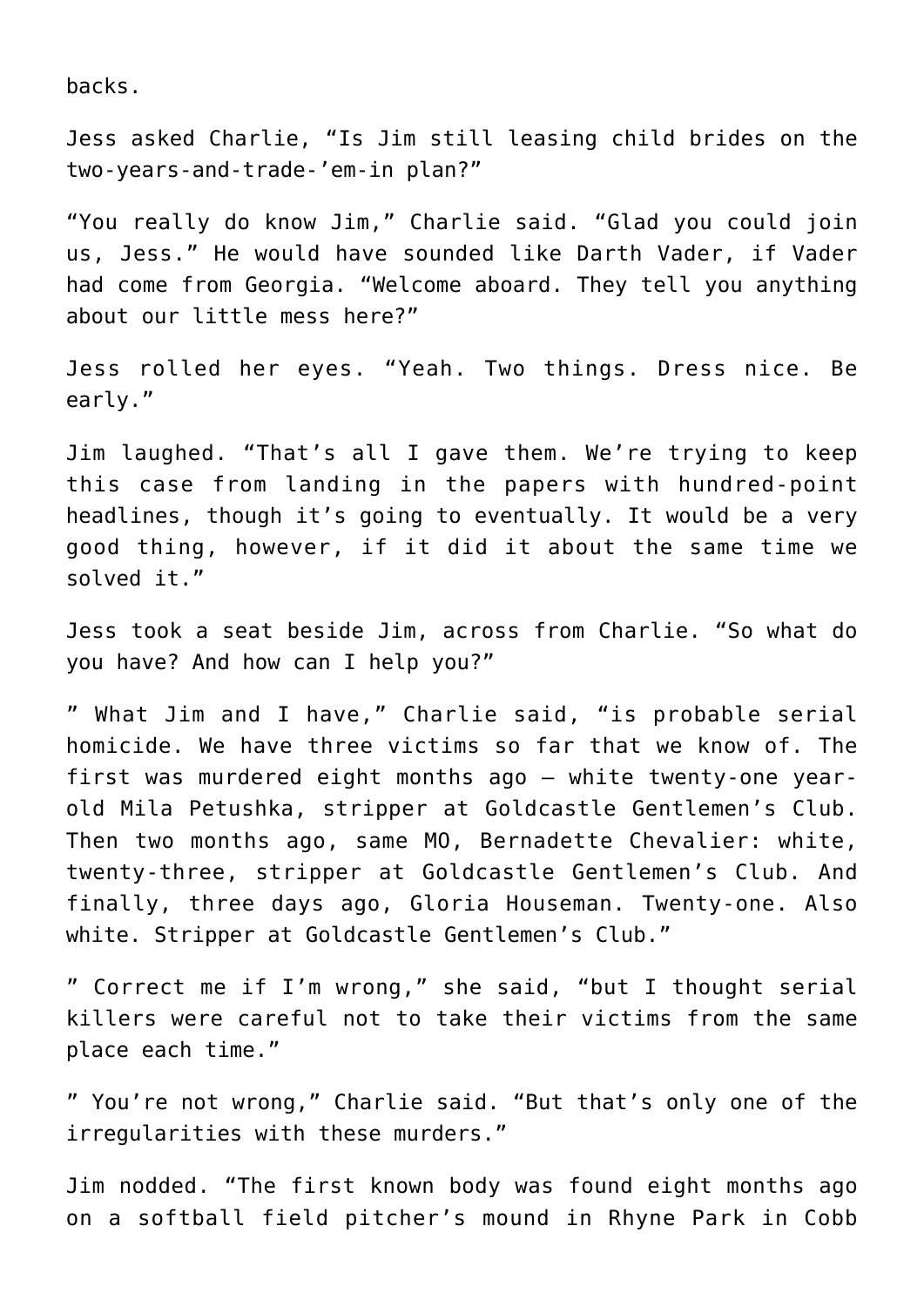backs.

Jess asked Charlie, “Is Jim still leasing child brides on the two-years-and-trade-’em-in plan?”

“You really do know Jim,” Charlie said. “Glad you could join us, Jess.” He would have sounded like Darth Vader, if Vader had come from Georgia. “Welcome aboard. They tell you anything about our little mess here?”

Jess rolled her eyes. “Yeah. Two things. Dress nice. Be early.”

Jim laughed. “That’s all I gave them. We’re trying to keep this case from landing in the papers with hundred-point headlines, though it’s going to eventually. It would be a very good thing, however, if it did it about the same time we solved it.”

Jess took a seat beside Jim, across from Charlie. “So what do you have? And how can I help you?”

” What Jim and I have,” Charlie said, “is probable serial homicide. We have three victims so far that we know of. The first was murdered eight months ago — white twenty-one year-old Mila Petushka, stripper at Goldcastle Gentlemen’s Club. Then two months ago, same MO, Bernadette Chevalier: white, twenty-three, stripper at Goldcastle Gentlemen’s Club. And finally, three days ago, Gloria Houseman. Twenty-one. Also white. Stripper at Goldcastle Gentlemen’s Club.”

” Correct me if I’m wrong,” she said, “but I thought serial killers were careful not to take their victims from the same place each time.”

” You’re not wrong,” Charlie said. “But that’s only one of the irregularities with these murders.”

Jim nodded. “The first known body was found eight months ago on a softball field pitcher’s mound in Rhyne Park in Cobb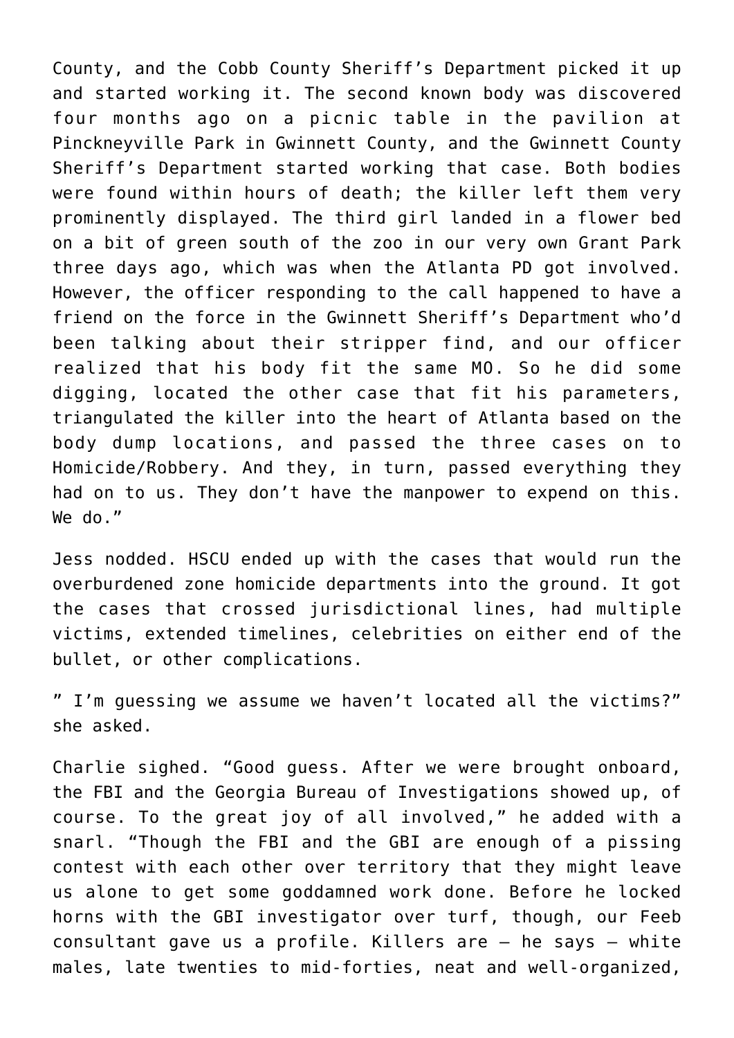County, and the Cobb County Sheriff's Department picked it up and started working it. The second known body was discovered four months ago on a picnic table in the pavilion at Pinckneyville Park in Gwinnett County, and the Gwinnett County Sheriff's Department started working that case. Both bodies were found within hours of death; the killer left them very prominently displayed. The third girl landed in a flower bed on a bit of green south of the zoo in our very own Grant Park three days ago, which was when the Atlanta PD got involved. However, the officer responding to the call happened to have a friend on the force in the Gwinnett Sheriff's Department who'd been talking about their stripper find, and our officer realized that his body fit the same MO. So he did some digging, located the other case that fit his parameters, triangulated the killer into the heart of Atlanta based on the body dump locations, and passed the three cases on to Homicide/Robbery. And they, in turn, passed everything they had on to us. They don't have the manpower to expend on this. We do."

Jess nodded. HSCU ended up with the cases that would run the overburdened zone homicide departments into the ground. It got the cases that crossed jurisdictional lines, had multiple victims, extended timelines, celebrities on either end of the bullet, or other complications.

" I'm guessing we assume we haven't located all the victims?" she asked.

Charlie sighed. "Good guess. After we were brought onboard, the FBI and the Georgia Bureau of Investigations showed up, of course. To the great joy of all involved," he added with a snarl. "Though the FBI and the GBI are enough of a pissing contest with each other over territory that they might leave us alone to get some goddamned work done. Before he locked horns with the GBI investigator over turf, though, our Feeb consultant gave us a profile. Killers are – he says – white males, late twenties to mid-forties, neat and well-organized,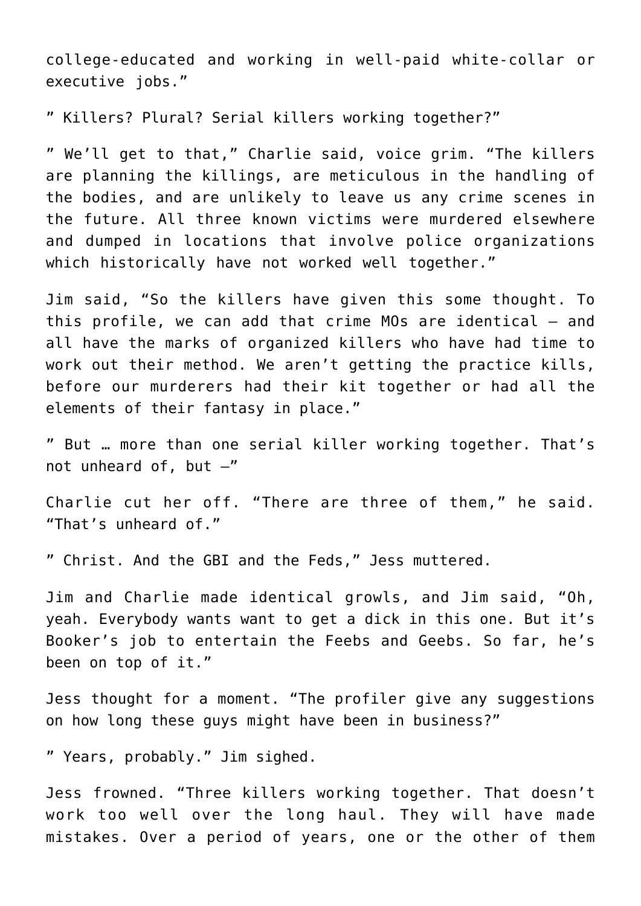college-educated and working in well-paid white-collar or executive jobs."

" Killers? Plural? Serial killers working together?"

" We'll get to that," Charlie said, voice grim. "The killers are planning the killings, are meticulous in the handling of the bodies, and are unlikely to leave us any crime scenes in the future. All three known victims were murdered elsewhere and dumped in locations that involve police organizations which historically have not worked well together."

Jim said, "So the killers have given this some thought. To this profile, we can add that crime MOs are identical – and all have the marks of organized killers who have had time to work out their method. We aren't getting the practice kills, before our murderers had their kit together or had all the elements of their fantasy in place."

" But … more than one serial killer working together. That's not unheard of, but –"

Charlie cut her off. "There are three of them," he said. "That's unheard of."

" Christ. And the GBI and the Feds," Jess muttered.

Jim and Charlie made identical growls, and Jim said, "Oh, yeah. Everybody wants want to get a dick in this one. But it's Booker's job to entertain the Feebs and Geebs. So far, he's been on top of it."

Jess thought for a moment. "The profiler give any suggestions on how long these guys might have been in business?"

" Years, probably." Jim sighed.

Jess frowned. "Three killers working together. That doesn't work too well over the long haul. They will have made mistakes. Over a period of years, one or the other of them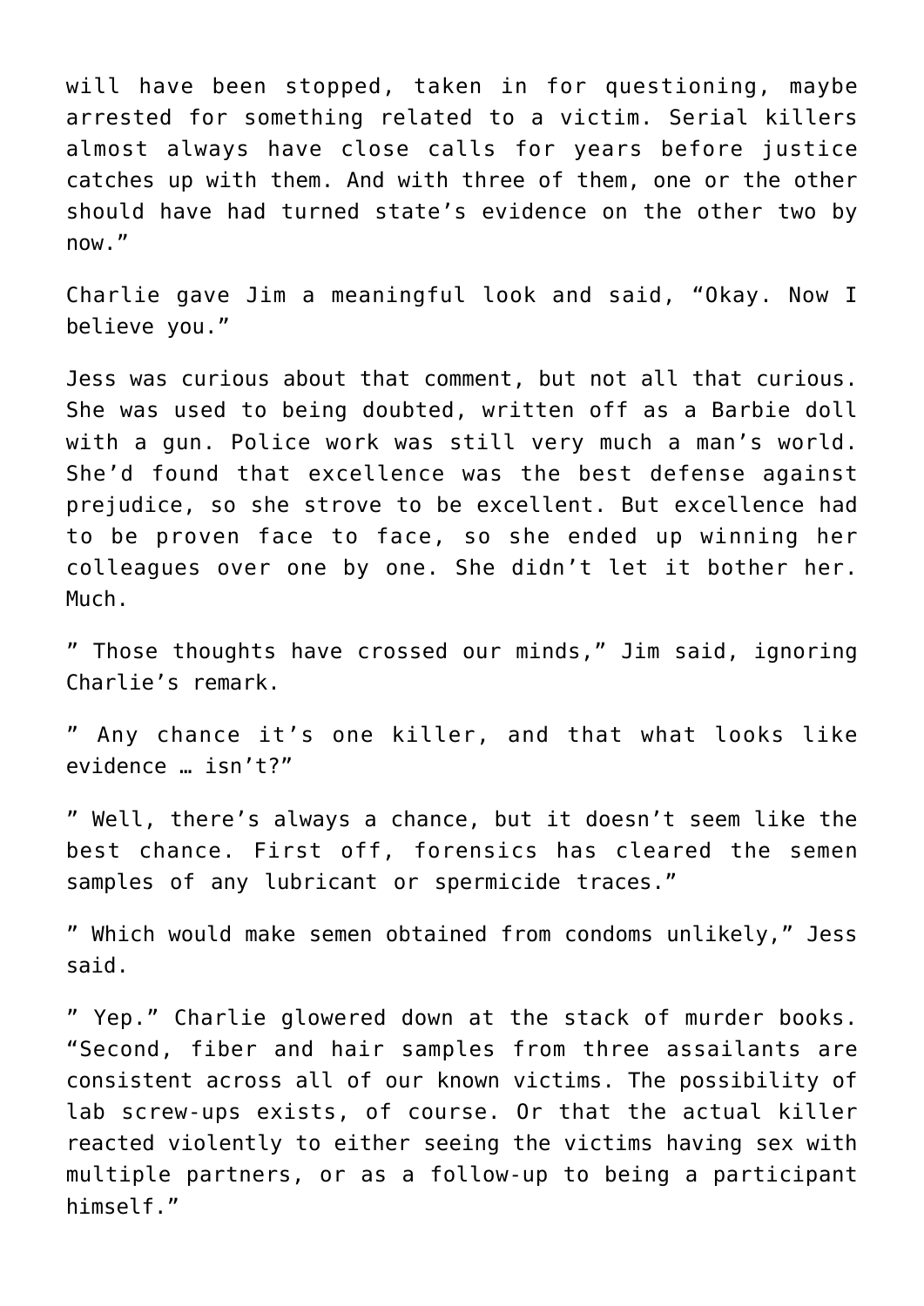will have been stopped, taken in for questioning, maybe arrested for something related to a victim. Serial killers almost always have close calls for years before justice catches up with them. And with three of them, one or the other should have had turned state's evidence on the other two by now."

Charlie gave Jim a meaningful look and said, "Okay. Now I believe you."

Jess was curious about that comment, but not all that curious. She was used to being doubted, written off as a Barbie doll with a gun. Police work was still very much a man's world. She'd found that excellence was the best defense against prejudice, so she strove to be excellent. But excellence had to be proven face to face, so she ended up winning her colleagues over one by one. She didn't let it bother her. Much.

" Those thoughts have crossed our minds," Jim said, ignoring Charlie's remark.

" Any chance it's one killer, and that what looks like evidence … isn't?"

" Well, there's always a chance, but it doesn't seem like the best chance. First off, forensics has cleared the semen samples of any lubricant or spermicide traces."

" Which would make semen obtained from condoms unlikely," Jess said.

" Yep." Charlie glowered down at the stack of murder books. "Second, fiber and hair samples from three assailants are consistent across all of our known victims. The possibility of lab screw-ups exists, of course. Or that the actual killer reacted violently to either seeing the victims having sex with multiple partners, or as a follow-up to being a participant himself."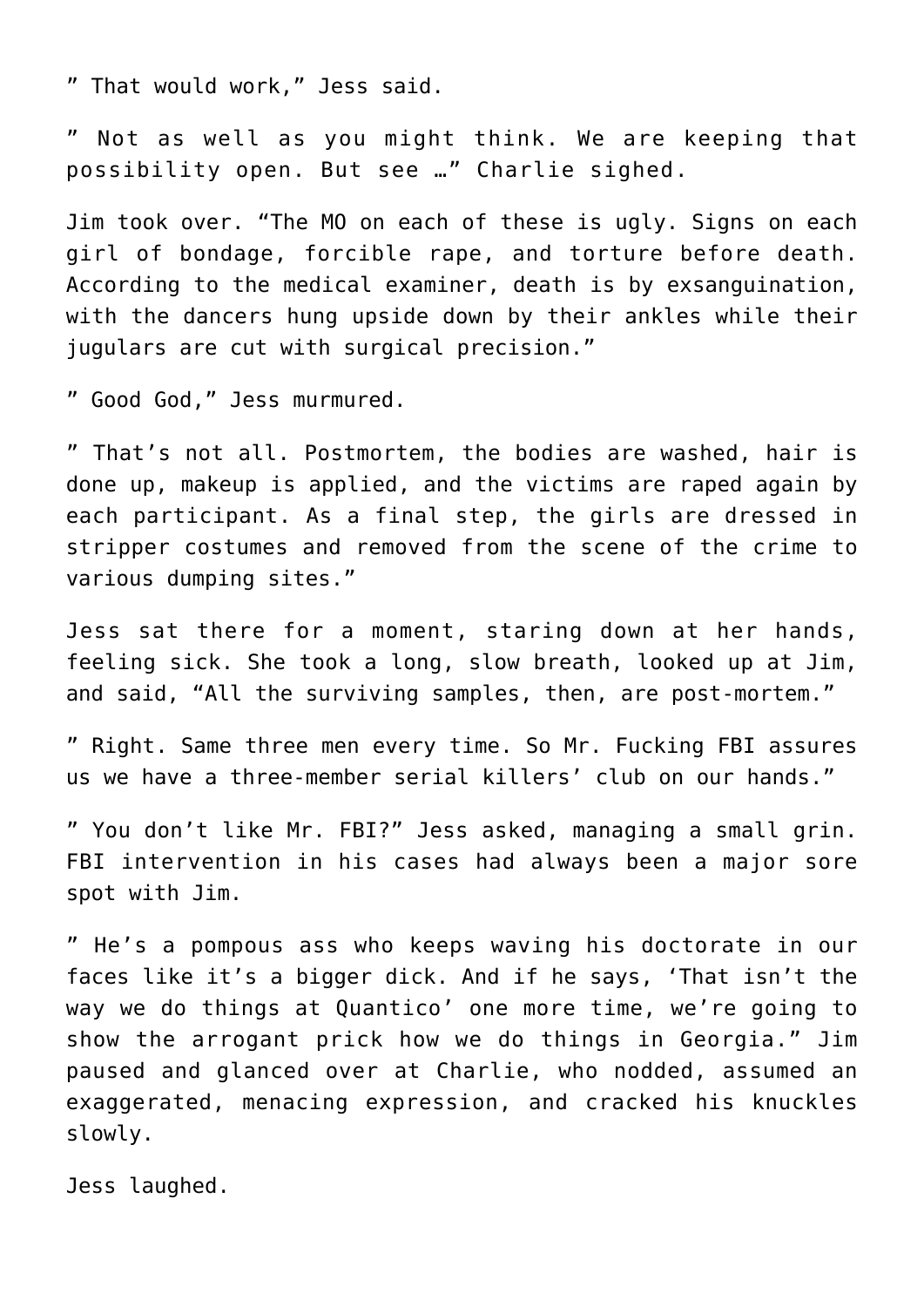" That would work," Jess said.

" Not as well as you might think. We are keeping that possibility open. But see …" Charlie sighed.

Jim took over. "The MO on each of these is ugly. Signs on each girl of bondage, forcible rape, and torture before death. According to the medical examiner, death is by exsanguination, with the dancers hung upside down by their ankles while their jugulars are cut with surgical precision."

" Good God," Jess murmured.

" That's not all. Postmortem, the bodies are washed, hair is done up, makeup is applied, and the victims are raped again by each participant. As a final step, the girls are dressed in stripper costumes and removed from the scene of the crime to various dumping sites."

Jess sat there for a moment, staring down at her hands, feeling sick. She took a long, slow breath, looked up at Jim, and said, "All the surviving samples, then, are post-mortem."

" Right. Same three men every time. So Mr. Fucking FBI assures us we have a three-member serial killers' club on our hands."

" You don't like Mr. FBI?" Jess asked, managing a small grin. FBI intervention in his cases had always been a major sore spot with Jim.

" He's a pompous ass who keeps waving his doctorate in our faces like it's a bigger dick. And if he says, 'That isn't the way we do things at Quantico' one more time, we're going to show the arrogant prick how we do things in Georgia." Jim paused and glanced over at Charlie, who nodded, assumed an exaggerated, menacing expression, and cracked his knuckles slowly.

Jess laughed.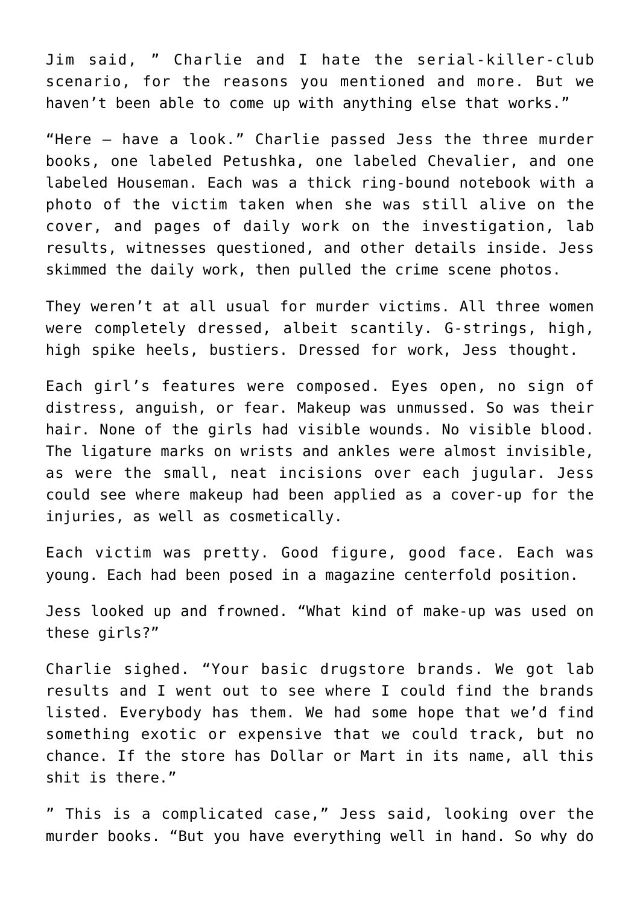Jim said, " Charlie and I hate the serial-killer-club scenario, for the reasons you mentioned and more. But we haven't been able to come up with anything else that works."

"Here – have a look." Charlie passed Jess the three murder books, one labeled Petushka, one labeled Chevalier, and one labeled Houseman. Each was a thick ring-bound notebook with a photo of the victim taken when she was still alive on the cover, and pages of daily work on the investigation, lab results, witnesses questioned, and other details inside. Jess skimmed the daily work, then pulled the crime scene photos.

They weren't at all usual for murder victims. All three women were completely dressed, albeit scantily. G-strings, high, high spike heels, bustiers. Dressed for work, Jess thought.

Each girl's features were composed. Eyes open, no sign of distress, anguish, or fear. Makeup was unmussed. So was their hair. None of the girls had visible wounds. No visible blood. The ligature marks on wrists and ankles were almost invisible, as were the small, neat incisions over each jugular. Jess could see where makeup had been applied as a cover-up for the injuries, as well as cosmetically.

Each victim was pretty. Good figure, good face. Each was young. Each had been posed in a magazine centerfold position.

Jess looked up and frowned. "What kind of make-up was used on these girls?"

Charlie sighed. "Your basic drugstore brands. We got lab results and I went out to see where I could find the brands listed. Everybody has them. We had some hope that we'd find something exotic or expensive that we could track, but no chance. If the store has Dollar or Mart in its name, all this shit is there."

" This is a complicated case," Jess said, looking over the murder books. "But you have everything well in hand. So why do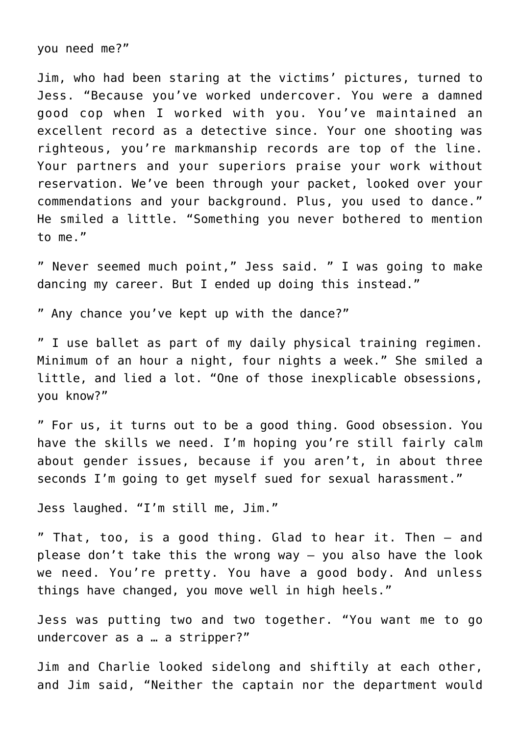you need me?"

Jim, who had been staring at the victims' pictures, turned to Jess. "Because you've worked undercover. You were a damned good cop when I worked with you. You've maintained an excellent record as a detective since. Your one shooting was righteous, you're markmanship records are top of the line. Your partners and your superiors praise your work without reservation. We've been through your packet, looked over your commendations and your background. Plus, you used to dance." He smiled a little. "Something you never bothered to mention to me."

" Never seemed much point," Jess said. " I was going to make dancing my career. But I ended up doing this instead."

" Any chance you've kept up with the dance?"

" I use ballet as part of my daily physical training regimen. Minimum of an hour a night, four nights a week." She smiled a little, and lied a lot. "One of those inexplicable obsessions, you know?"

" For us, it turns out to be a good thing. Good obsession. You have the skills we need. I'm hoping you're still fairly calm about gender issues, because if you aren't, in about three seconds I'm going to get myself sued for sexual harassment."

Jess laughed. "I'm still me, Jim."

" That, too, is a good thing. Glad to hear it. Then – and please don't take this the wrong way – you also have the look we need. You're pretty. You have a good body. And unless things have changed, you move well in high heels."

Jess was putting two and two together. "You want me to go undercover as a … a stripper?"

Jim and Charlie looked sidelong and shiftily at each other, and Jim said, "Neither the captain nor the department would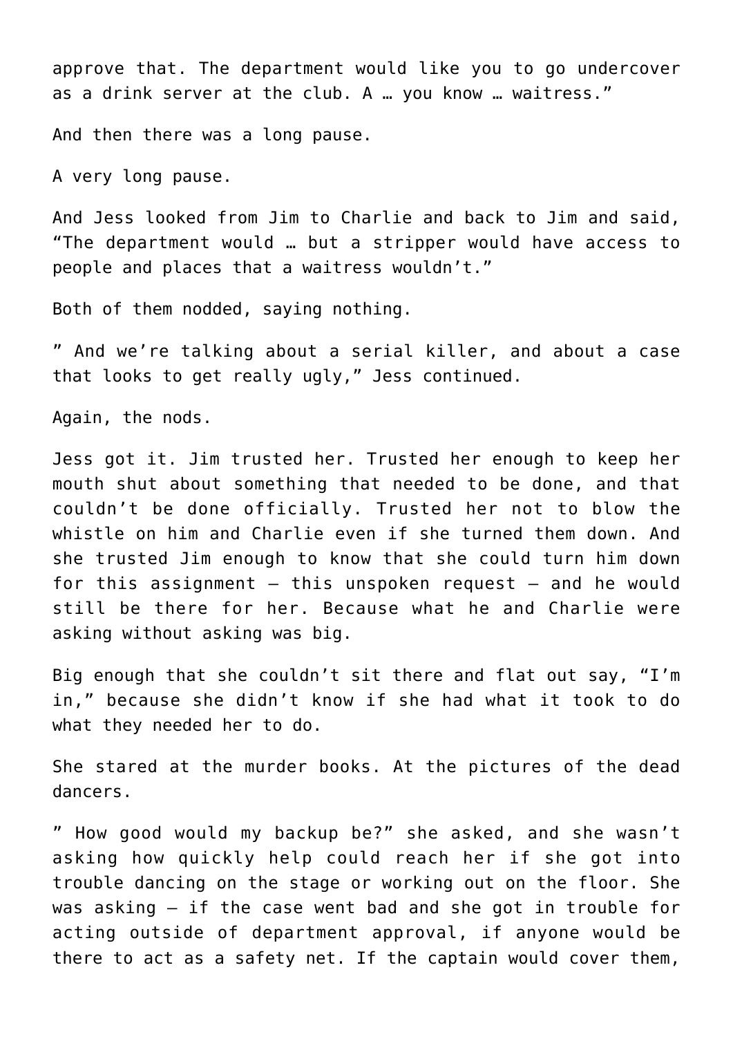approve that. The department would like you to go undercover as a drink server at the club. A … you know … waitress."

And then there was a long pause.

A very long pause.

And Jess looked from Jim to Charlie and back to Jim and said, "The department would … but a stripper would have access to people and places that a waitress wouldn't."

Both of them nodded, saying nothing.

" And we're talking about a serial killer, and about a case that looks to get really ugly," Jess continued.

Again, the nods.

Jess got it. Jim trusted her. Trusted her enough to keep her mouth shut about something that needed to be done, and that couldn't be done officially. Trusted her not to blow the whistle on him and Charlie even if she turned them down. And she trusted Jim enough to know that she could turn him down for this assignment — this unspoken request — and he would still be there for her. Because what he and Charlie were asking without asking was big.

Big enough that she couldn't sit there and flat out say, "I'm in," because she didn't know if she had what it took to do what they needed her to do.

She stared at the murder books. At the pictures of the dead dancers.

" How good would my backup be?" she asked, and she wasn't asking how quickly help could reach her if she got into trouble dancing on the stage or working out on the floor. She was asking — if the case went bad and she got in trouble for acting outside of department approval, if anyone would be there to act as a safety net. If the captain would cover them,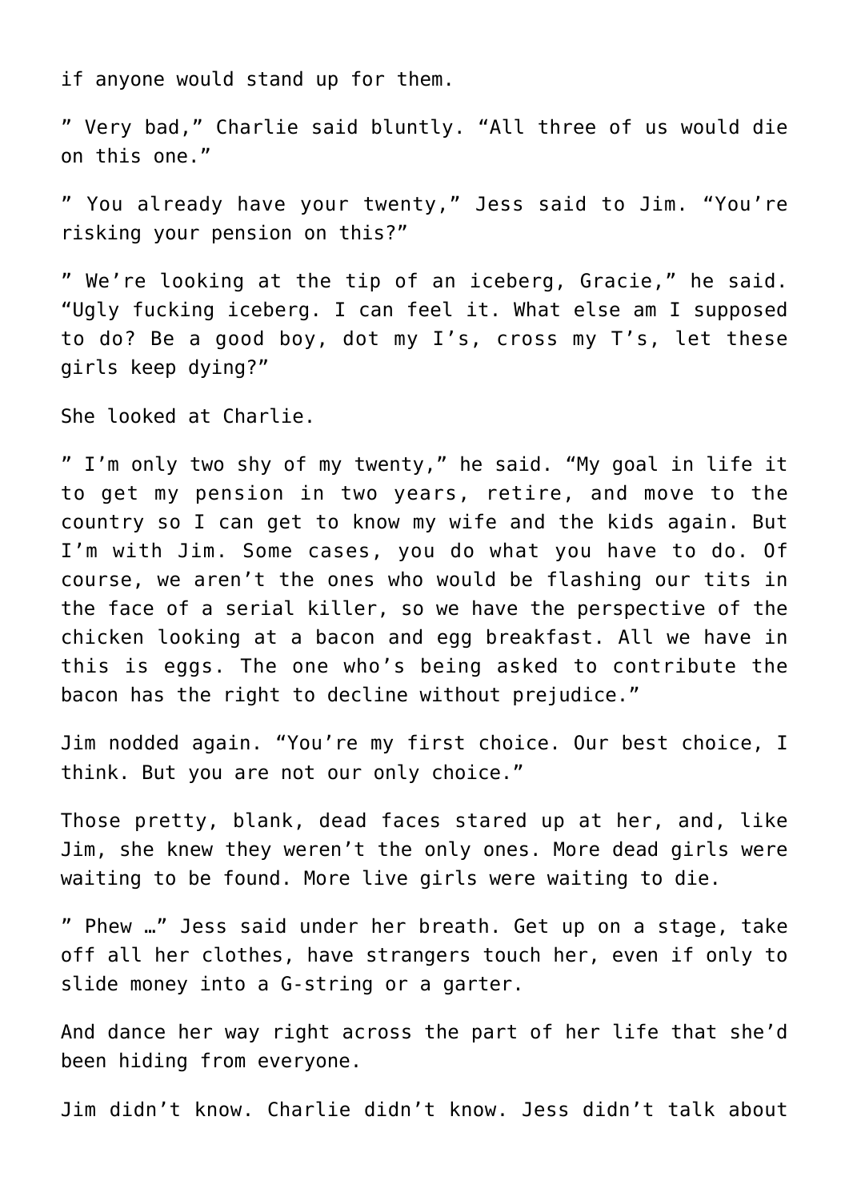if anyone would stand up for them.

" Very bad," Charlie said bluntly. "All three of us would die on this one."

" You already have your twenty," Jess said to Jim. "You're risking your pension on this?"

" We're looking at the tip of an iceberg, Gracie," he said. "Ugly fucking iceberg. I can feel it. What else am I supposed to do? Be a good boy, dot my I's, cross my T's, let these girls keep dying?"

She looked at Charlie.

" I'm only two shy of my twenty," he said. "My goal in life it to get my pension in two years, retire, and move to the country so I can get to know my wife and the kids again. But I'm with Jim. Some cases, you do what you have to do. Of course, we aren't the ones who would be flashing our tits in the face of a serial killer, so we have the perspective of the chicken looking at a bacon and egg breakfast. All we have in this is eggs. The one who's being asked to contribute the bacon has the right to decline without prejudice."

Jim nodded again. "You're my first choice. Our best choice, I think. But you are not our only choice."

Those pretty, blank, dead faces stared up at her, and, like Jim, she knew they weren't the only ones. More dead girls were waiting to be found. More live girls were waiting to die.

" Phew …" Jess said under her breath. Get up on a stage, take off all her clothes, have strangers touch her, even if only to slide money into a G-string or a garter.

And dance her way right across the part of her life that she'd been hiding from everyone.

Jim didn't know. Charlie didn't know. Jess didn't talk about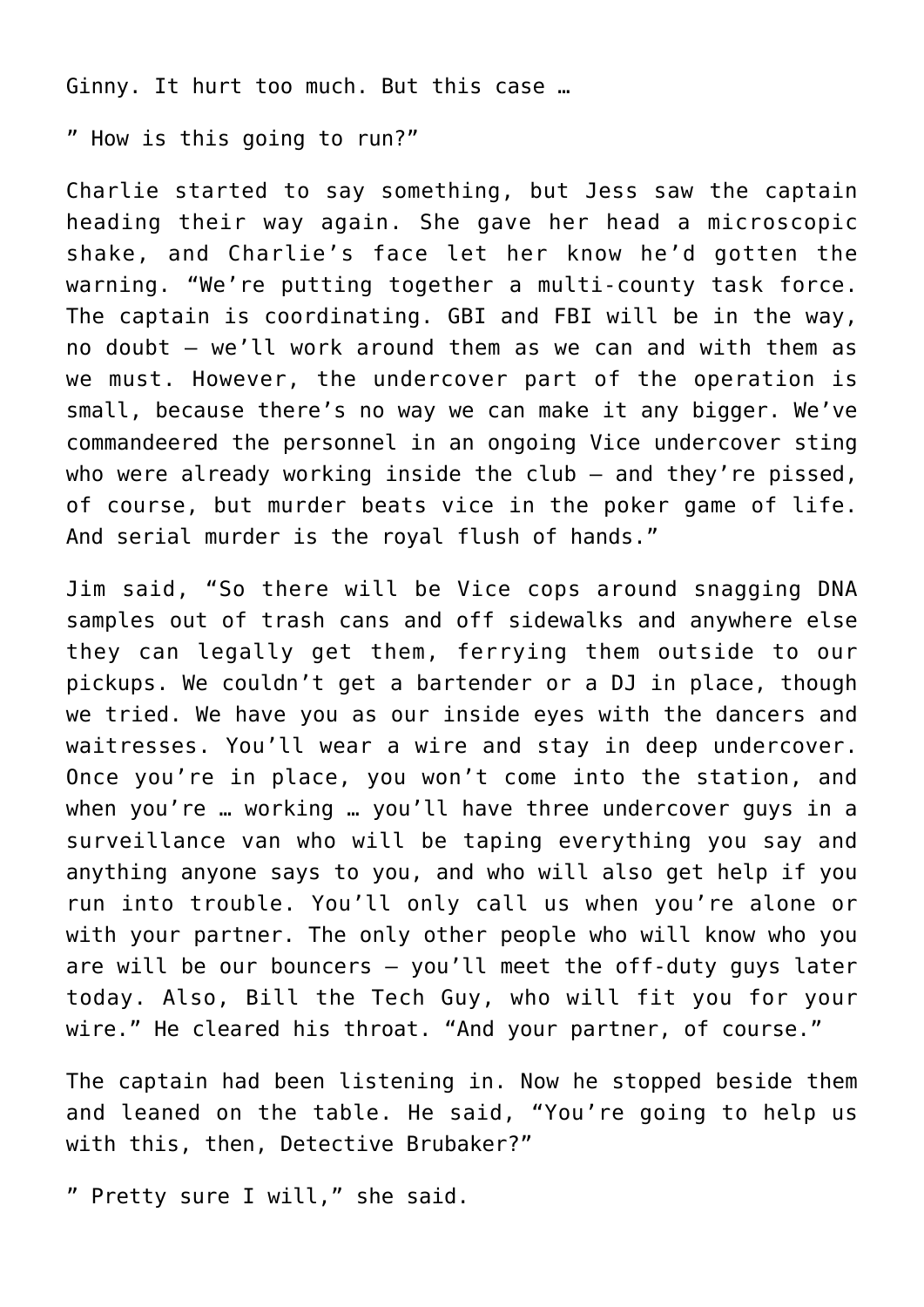Ginny. It hurt too much. But this case …

" How is this going to run?"

Charlie started to say something, but Jess saw the captain heading their way again. She gave her head a microscopic shake, and Charlie's face let her know he'd gotten the warning. "We're putting together a multi-county task force. The captain is coordinating. GBI and FBI will be in the way, no doubt — we'll work around them as we can and with them as we must. However, the undercover part of the operation is small, because there's no way we can make it any bigger. We've commandeered the personnel in an ongoing Vice undercover sting who were already working inside the club — and they're pissed, of course, but murder beats vice in the poker game of life. And serial murder is the royal flush of hands."

Jim said, "So there will be Vice cops around snagging DNA samples out of trash cans and off sidewalks and anywhere else they can legally get them, ferrying them outside to our pickups. We couldn't get a bartender or a DJ in place, though we tried. We have you as our inside eyes with the dancers and waitresses. You'll wear a wire and stay in deep undercover. Once you're in place, you won't come into the station, and when you're … working … you'll have three undercover guys in a surveillance van who will be taping everything you say and anything anyone says to you, and who will also get help if you run into trouble. You'll only call us when you're alone or with your partner. The only other people who will know who you are will be our bouncers — you'll meet the off-duty guys later today. Also, Bill the Tech Guy, who will fit you for your wire." He cleared his throat. "And your partner, of course."

The captain had been listening in. Now he stopped beside them and leaned on the table. He said, "You're going to help us with this, then, Detective Brubaker?"

" Pretty sure I will," she said.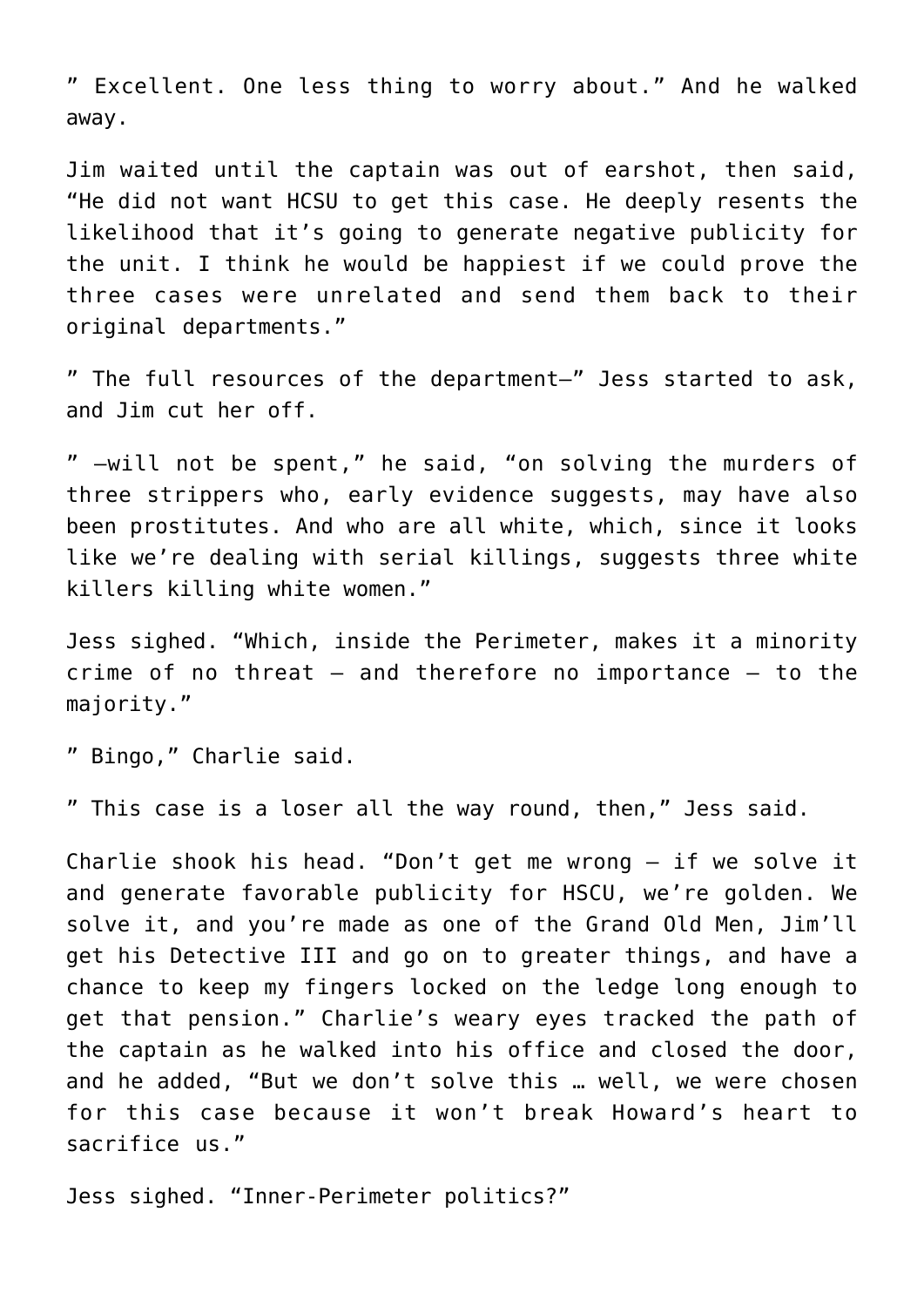" Excellent. One less thing to worry about." And he walked away.

Jim waited until the captain was out of earshot, then said, "He did not want HCSU to get this case. He deeply resents the likelihood that it's going to generate negative publicity for the unit. I think he would be happiest if we could prove the three cases were unrelated and send them back to their original departments."

" The full resources of the department—" Jess started to ask, and Jim cut her off.

" —will not be spent," he said, "on solving the murders of three strippers who, early evidence suggests, may have also been prostitutes. And who are all white, which, since it looks like we're dealing with serial killings, suggests three white killers killing white women."

Jess sighed. "Which, inside the Perimeter, makes it a minority crime of no threat – and therefore no importance – to the majority."

" Bingo," Charlie said.

" This case is a loser all the way round, then," Jess said.

Charlie shook his head. "Don't get me wrong – if we solve it and generate favorable publicity for HSCU, we're golden. We solve it, and you're made as one of the Grand Old Men, Jim'll get his Detective III and go on to greater things, and have a chance to keep my fingers locked on the ledge long enough to get that pension." Charlie's weary eyes tracked the path of the captain as he walked into his office and closed the door, and he added, "But we don't solve this … well, we were chosen for this case because it won't break Howard's heart to sacrifice us."

Jess sighed. "Inner-Perimeter politics?"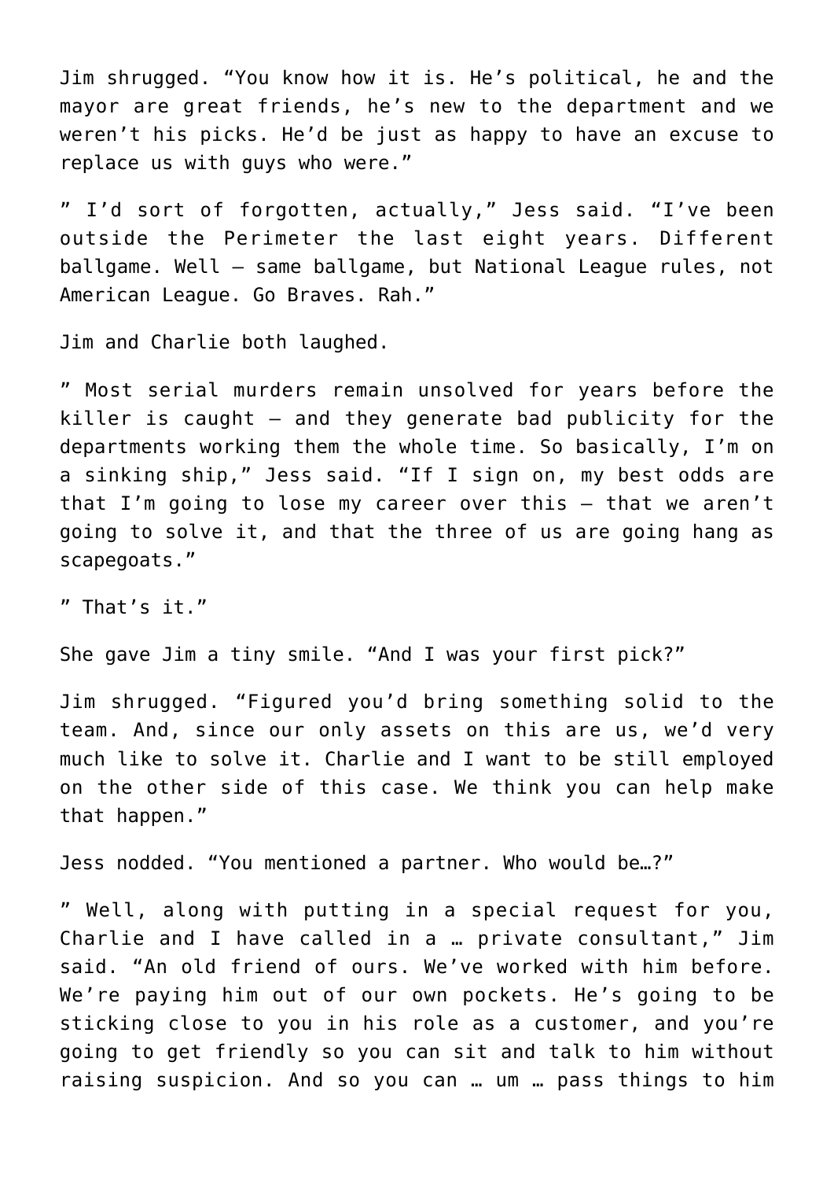Jim shrugged. “You know how it is. He’s political, he and the mayor are great friends, he’s new to the department and we weren’t his picks. He’d be just as happy to have an excuse to replace us with guys who were.”

” I’d sort of forgotten, actually,” Jess said. “I’ve been outside the Perimeter the last eight years. Different ballgame. Well — same ballgame, but National League rules, not American League. Go Braves. Rah.”

Jim and Charlie both laughed.

” Most serial murders remain unsolved for years before the killer is caught — and they generate bad publicity for the departments working them the whole time. So basically, I’m on a sinking ship,” Jess said. “If I sign on, my best odds are that I’m going to lose my career over this — that we aren’t going to solve it, and that the three of us are going hang as scapegoats.”

” That’s it.”

She gave Jim a tiny smile. “And I was your first pick?”

Jim shrugged. “Figured you’d bring something solid to the team. And, since our only assets on this are us, we’d very much like to solve it. Charlie and I want to be still employed on the other side of this case. We think you can help make that happen.”

Jess nodded. “You mentioned a partner. Who would be…?”

” Well, along with putting in a special request for you, Charlie and I have called in a … private consultant,” Jim said. “An old friend of ours. We’ve worked with him before. We’re paying him out of our own pockets. He’s going to be sticking close to you in his role as a customer, and you’re going to get friendly so you can sit and talk to him without raising suspicion. And so you can … um … pass things to him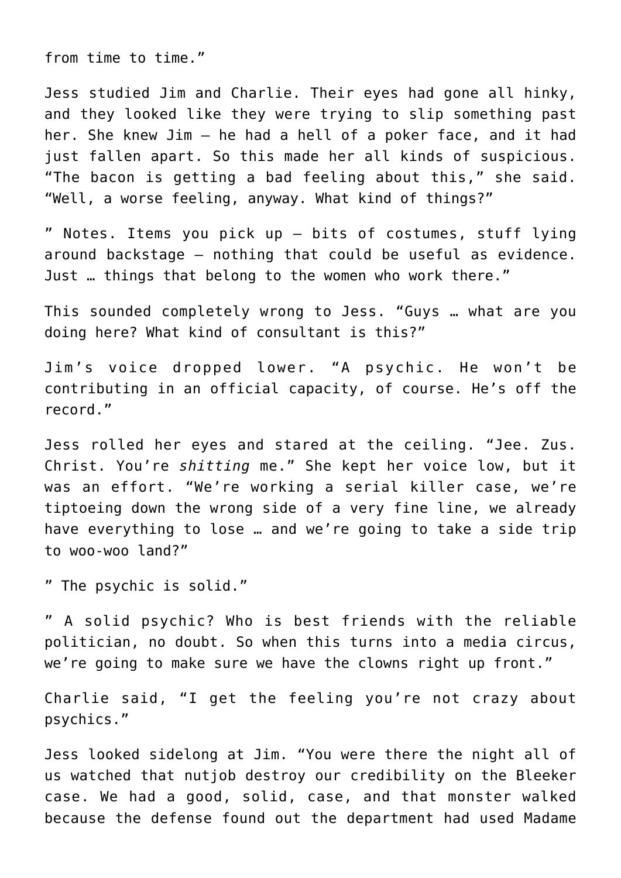from time to time."

Jess studied Jim and Charlie. Their eyes had gone all hinky, and they looked like they were trying to slip something past her. She knew Jim – he had a hell of a poker face, and it had just fallen apart. So this made her all kinds of suspicious. "The bacon is getting a bad feeling about this," she said. "Well, a worse feeling, anyway. What kind of things?"

" Notes. Items you pick up – bits of costumes, stuff lying around backstage – nothing that could be useful as evidence. Just … things that belong to the women who work there."

This sounded completely wrong to Jess. "Guys … what are you doing here? What kind of consultant is this?"

Jim's voice dropped lower. "A psychic. He won't be contributing in an official capacity, of course. He's off the record."

Jess rolled her eyes and stared at the ceiling. "Jee. Zus. Christ. You're *shitting* me." She kept her voice low, but it was an effort. "We're working a serial killer case, we're tiptoeing down the wrong side of a very fine line, we already have everything to lose … and we're going to take a side trip to woo-woo land?"

" The psychic is solid."

" A solid psychic? Who is best friends with the reliable politician, no doubt. So when this turns into a media circus, we're going to make sure we have the clowns right up front."

Charlie said, "I get the feeling you're not crazy about psychics."

Jess looked sidelong at Jim. "You were there the night all of us watched that nutjob destroy our credibility on the Bleeker case. We had a good, solid, case, and that monster walked because the defense found out the department had used Madame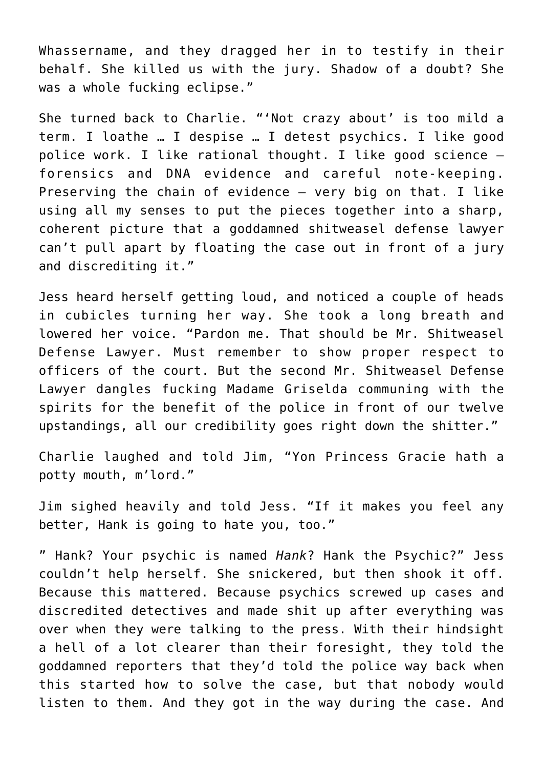Whassername, and they dragged her in to testify in their behalf. She killed us with the jury. Shadow of a doubt? She was a whole fucking eclipse."

She turned back to Charlie. "'Not crazy about' is too mild a term. I loathe … I despise … I detest psychics. I like good police work. I like rational thought. I like good science — forensics and DNA evidence and careful note-keeping. Preserving the chain of evidence — very big on that. I like using all my senses to put the pieces together into a sharp, coherent picture that a goddamned shitweasel defense lawyer can't pull apart by floating the case out in front of a jury and discrediting it."

Jess heard herself getting loud, and noticed a couple of heads in cubicles turning her way. She took a long breath and lowered her voice. "Pardon me. That should be Mr. Shitweasel Defense Lawyer. Must remember to show proper respect to officers of the court. But the second Mr. Shitweasel Defense Lawyer dangles fucking Madame Griselda communing with the spirits for the benefit of the police in front of our twelve upstandings, all our credibility goes right down the shitter."

Charlie laughed and told Jim, "Yon Princess Gracie hath a potty mouth, m'lord."

Jim sighed heavily and told Jess. "If it makes you feel any better, Hank is going to hate you, too."

" Hank? Your psychic is named *Hank*? Hank the Psychic?" Jess couldn't help herself. She snickered, but then shook it off. Because this mattered. Because psychics screwed up cases and discredited detectives and made shit up after everything was over when they were talking to the press. With their hindsight a hell of a lot clearer than their foresight, they told the goddamned reporters that they'd told the police way back when this started how to solve the case, but that nobody would listen to them. And they got in the way during the case. And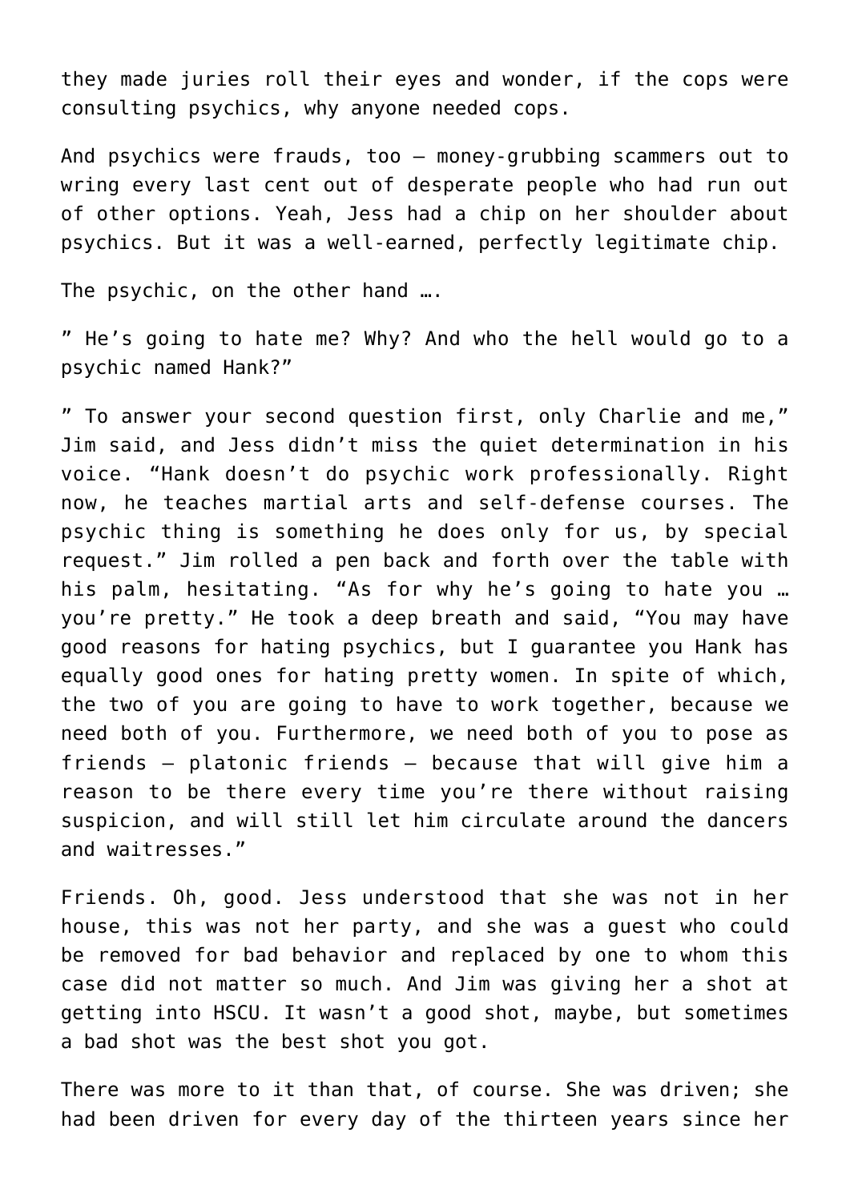they made juries roll their eyes and wonder, if the cops were consulting psychics, why anyone needed cops.

And psychics were frauds, too – money-grubbing scammers out to wring every last cent out of desperate people who had run out of other options. Yeah, Jess had a chip on her shoulder about psychics. But it was a well-earned, perfectly legitimate chip.

The psychic, on the other hand ….

" He's going to hate me? Why? And who the hell would go to a psychic named Hank?"

" To answer your second question first, only Charlie and me," Jim said, and Jess didn't miss the quiet determination in his voice. "Hank doesn't do psychic work professionally. Right now, he teaches martial arts and self-defense courses. The psychic thing is something he does only for us, by special request." Jim rolled a pen back and forth over the table with his palm, hesitating. "As for why he's going to hate you … you're pretty." He took a deep breath and said, "You may have good reasons for hating psychics, but I guarantee you Hank has equally good ones for hating pretty women. In spite of which, the two of you are going to have to work together, because we need both of you. Furthermore, we need both of you to pose as friends – platonic friends – because that will give him a reason to be there every time you're there without raising suspicion, and will still let him circulate around the dancers and waitresses."

Friends. Oh, good. Jess understood that she was not in her house, this was not her party, and she was a guest who could be removed for bad behavior and replaced by one to whom this case did not matter so much. And Jim was giving her a shot at getting into HSCU. It wasn't a good shot, maybe, but sometimes a bad shot was the best shot you got.

There was more to it than that, of course. She was driven; she had been driven for every day of the thirteen years since her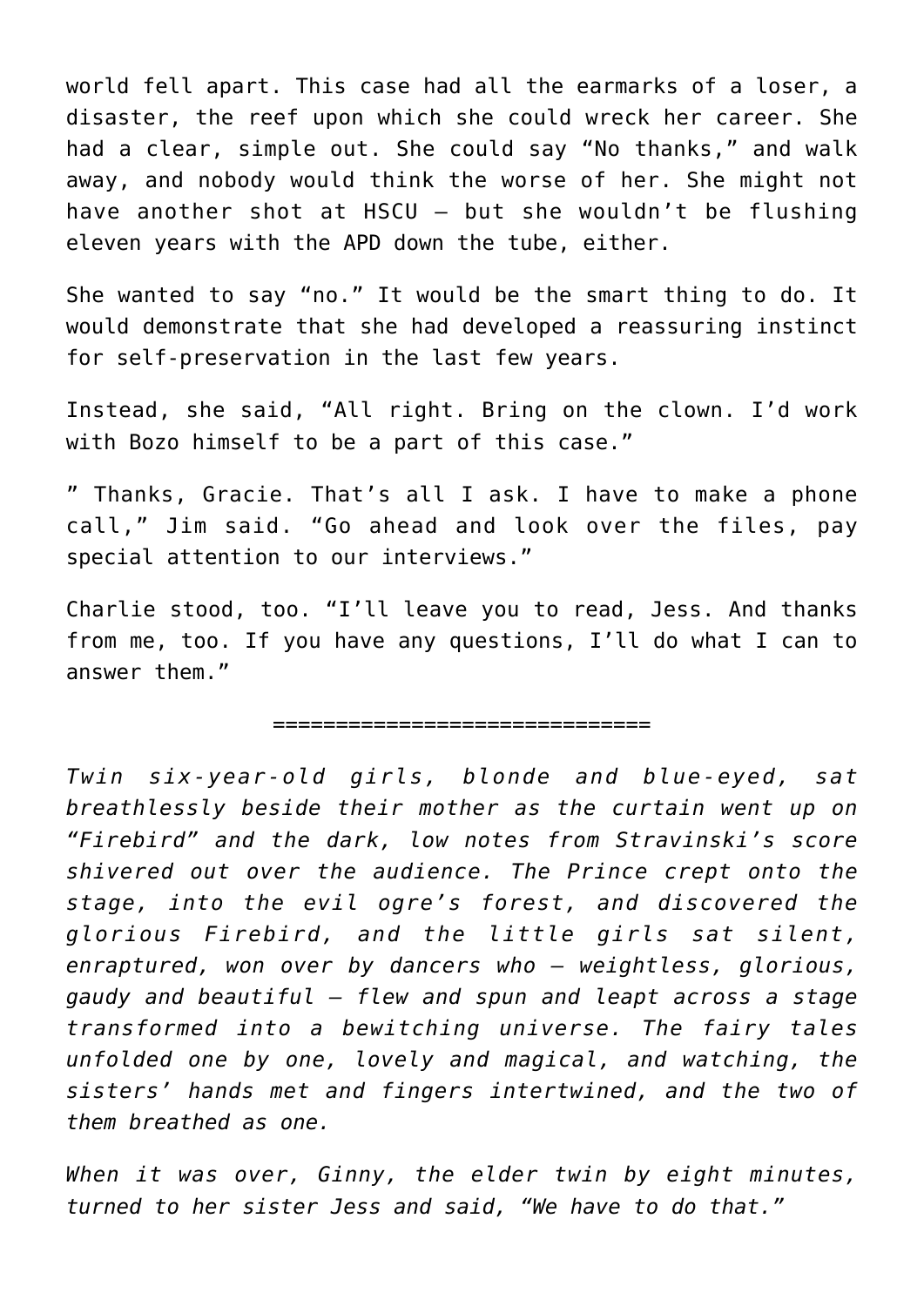world fell apart. This case had all the earmarks of a loser, a disaster, the reef upon which she could wreck her career. She had a clear, simple out. She could say "No thanks," and walk away, and nobody would think the worse of her. She might not have another shot at HSCU – but she wouldn't be flushing eleven years with the APD down the tube, either.

She wanted to say "no." It would be the smart thing to do. It would demonstrate that she had developed a reassuring instinct for self-preservation in the last few years.

Instead, she said, "All right. Bring on the clown. I'd work with Bozo himself to be a part of this case."

" Thanks, Gracie. That's all I ask. I have to make a phone call," Jim said. "Go ahead and look over the files, pay special attention to our interviews."

Charlie stood, too. "I'll leave you to read, Jess. And thanks from me, too. If you have any questions, I'll do what I can to answer them."

==============================

*Twin six-year-old girls, blonde and blue-eyed, sat breathlessly beside their mother as the curtain went up on "Firebird" and the dark, low notes from Stravinski's score shivered out over the audience. The Prince crept onto the stage, into the evil ogre's forest, and discovered the glorious Firebird, and the little girls sat silent, enraptured, won over by dancers who – weightless, glorious, gaudy and beautiful – flew and spun and leapt across a stage transformed into a bewitching universe. The fairy tales unfolded one by one, lovely and magical, and watching, the sisters' hands met and fingers intertwined, and the two of them breathed as one.*

*When it was over, Ginny, the elder twin by eight minutes, turned to her sister Jess and said, "We have to do that."*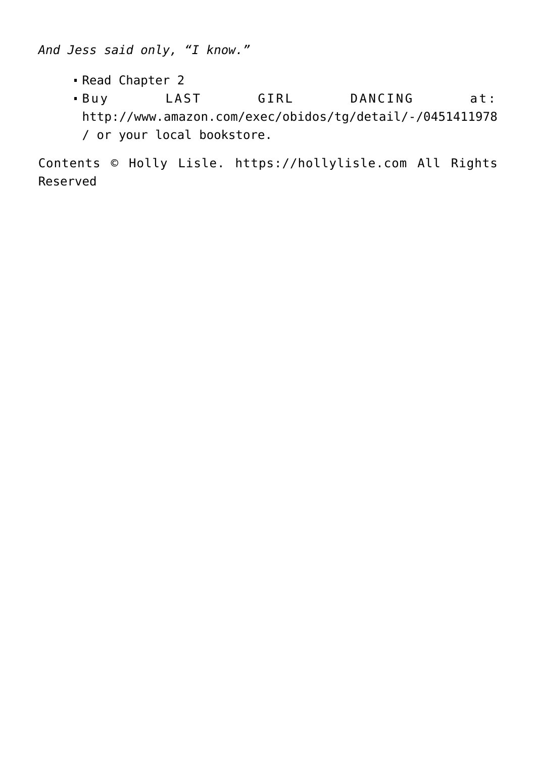*And Jess said only, “I know.”*

- Read Chapter 2
- Buy LAST GIRL DANCING at: http://www.amazon.com/exec/obidos/tg/detail/-/0451411978/ or your local bookstore.

Contents © Holly Lisle. https://hollylisle.com All Rights Reserved